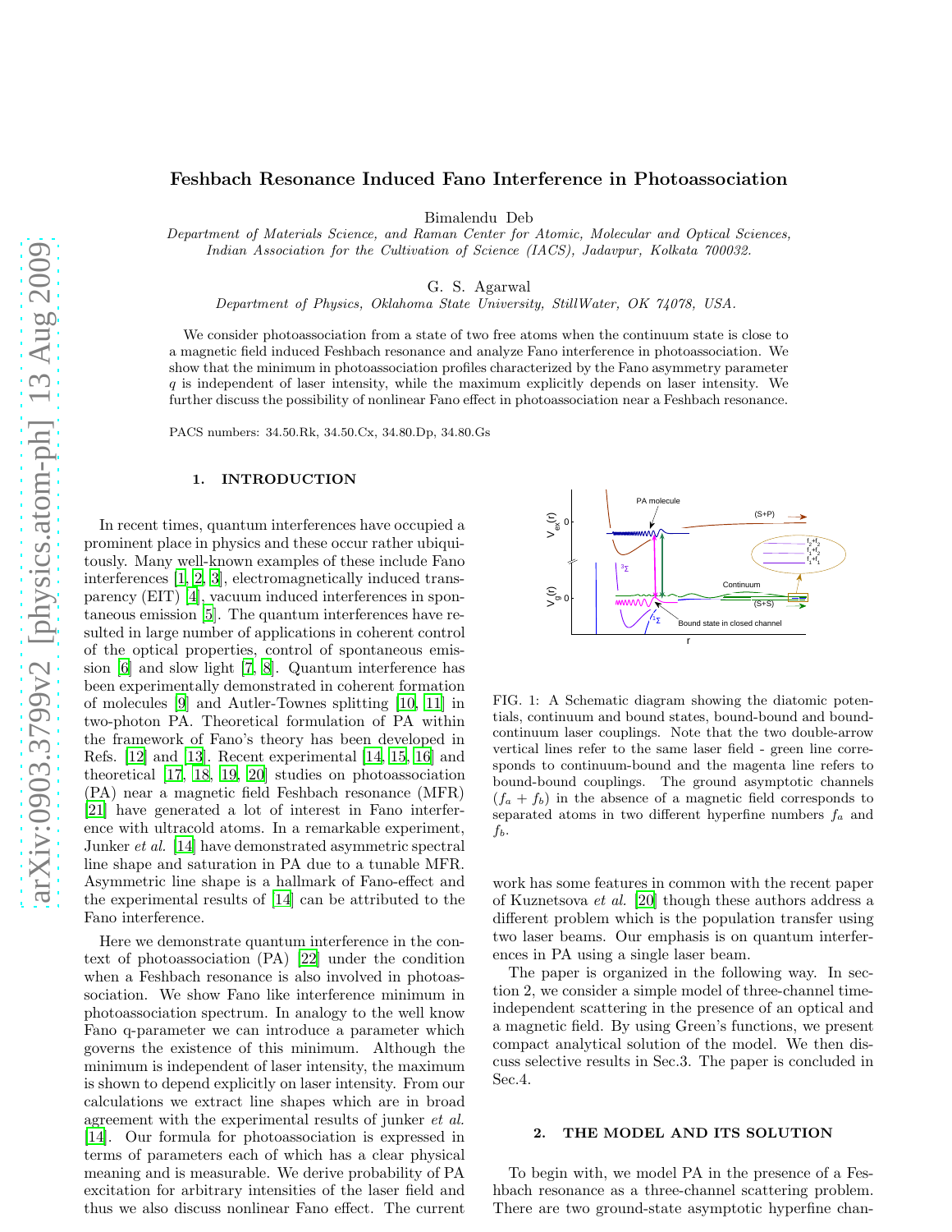# Feshbach Resonance Induced Fano Interference in Photoassociation

Bimalendu Deb

*Department of Materials Science, and Raman Center for Atomic, Molecular and Optical Sciences, Indian Association for the Cultivation of Science (IACS), Jadavpur, Kolkata 700032.*

G. S. Agarwal

*Department of Physics, Oklahoma State University, StillWater, OK 74078, USA.*

We consider photoassociation from a state of two free atoms when the continuum state is close to a magnetic field induced Feshbach resonance and analyze Fano interference in photoassociation. We show that the minimum in photoassociation profiles characterized by the Fano asymmetry parameter $q$ is independent of laser intensity, while the maximum explicitly depends on laser intensity. We further discuss the possibility of nonlinear Fano effect in photoassociation near a Feshbach resonance.

PACS numbers: 34.50.Rk, 34.50.Cx, 34.80.Dp, 34.80.Gs

## 1. INTRODUCTION

In recent times, quantum interferences have occupied a prominent place in physics and these occur rather ubiquitously. Many well-known examples of these include Fano interferences [1, 2, 3], electromagnetically induced transparency (EIT) [4], vacuum induced interferences in spontaneous emission [5]. The quantum interferences have resulted in large number of applications in coherent control of the optical properties, control of spontaneous emission [6] and slow light [7, 8]. Quantum interference has been experimentally demonstrated in coherent formation of molecules [9] and Autler-Townes splitting [10, 11] in two-photon PA. Theoretical formulation of PA within the framework of Fano's theory has been developed in Refs. [12] and [13]. Recent experimental [14, 15, 16] and theoretical [17, 18, 19, 20] studies on photoassociation (PA) near a magnetic field Feshbach resonance (MFR) [21] have generated a lot of interest in Fano interference with ultracold atoms. In a remarkable experiment, Junker *et al.* [14] have demonstrated asymmetric spectral line shape and saturation in PA due to a tunable MFR. Asymmetric line shape is a hallmark of Fano-effect and the experimental results of [14] can be attributed to the Fano interference.

Here we demonstrate quantum interference in the context of photoassociation (PA) [22] under the condition when a Feshbach resonance is also involved in photoassociation. We show Fano like interference minimum in photoassociation spectrum. In analogy to the well know Fano q-parameter we can introduce a parameter which governs the existence of this minimum. Although the minimum is independent of laser intensity, the maximum is shown to depend explicitly on laser intensity. From our calculations we extract line shapes which are in broad agreement with the experimental results of junker *et al.* [14]. Our formula for photoassociation is expressed in terms of parameters each of which has a clear physical meaning and is measurable. We derive probability of PA excitation for arbitrary intensities of the laser field and thus we also discuss nonlinear Fano effect. The current work has some features in common with the recent paper of Kuznetsova *et al.* [20] though these authors address a different problem which is the population transfer using two laser beams. Our emphasis is on quantum interferences in PA using a single laser beam.

FIG. 1: A Schematic diagram showing the diatomic potentials, continuum and bound states, bound-bound and bound-continuum laser couplings. Note that the two double-arrow vertical lines refer to the same laser field - green line corresponds to continuum-bound and the magenta line refers to bound-bound couplings. The ground asymptotic channels ($f_a + f_b$) in the absence of a magnetic field corresponds to separated atoms in two different hyperfine numbers $f_a$ and $f_b$.

The paper is organized in the following way. In section 2, we consider a simple model of three-channel time-independent scattering in the presence of an optical and a magnetic field. By using Green's functions, we present compact analytical solution of the model. We then discuss selective results in Sec.3. The paper is concluded in Sec.4.

## 2. THE MODEL AND ITS SOLUTION

To begin with, we model PA in the presence of a Feshbach resonance as a three-channel scattering problem. There are two ground-state asymptotic hyperfine chan-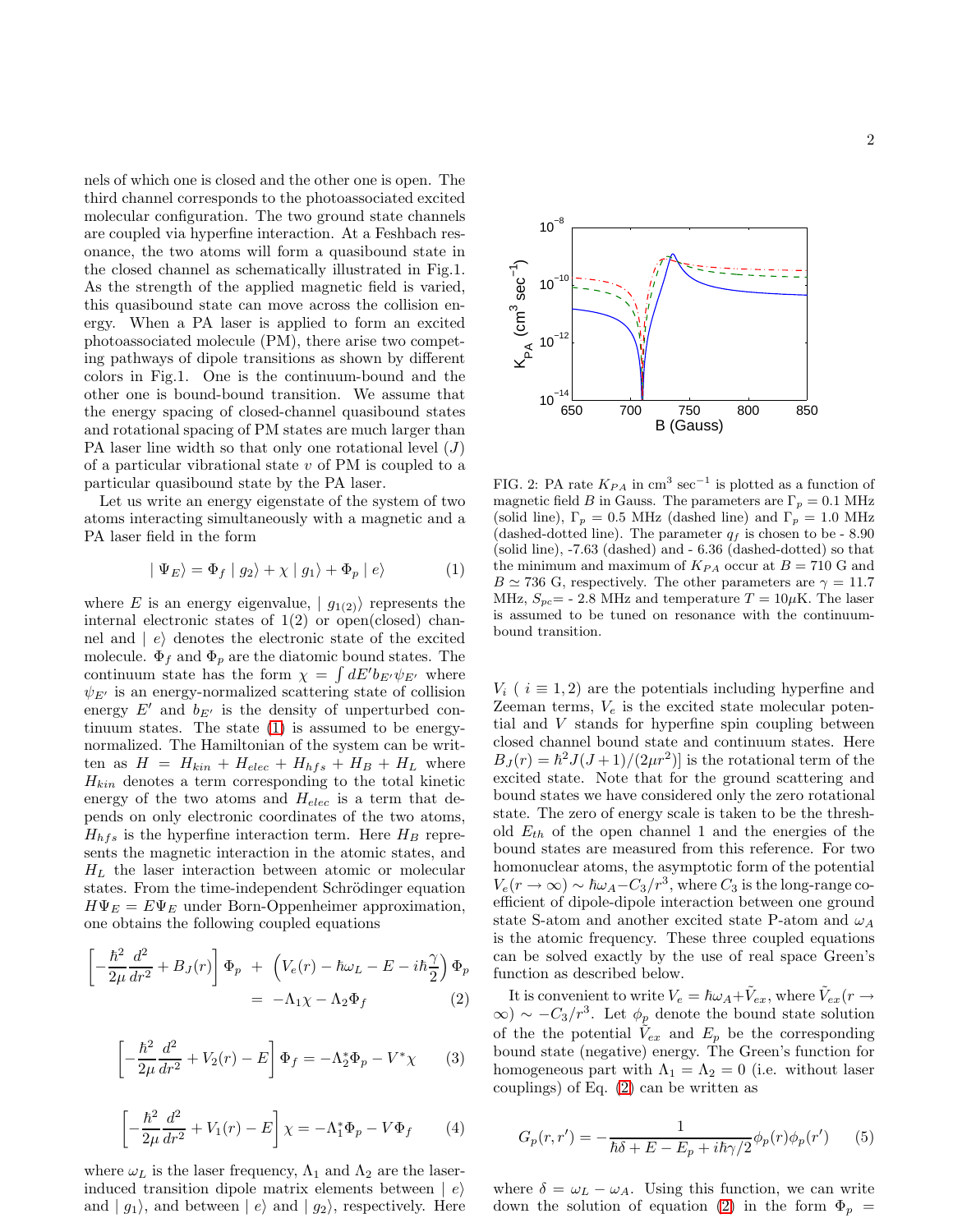nels of which one is closed and the other one is open. The third channel corresponds to the photoassociated excited molecular configuration. The two ground state channels are coupled via hyperfine interaction. At a Feshbach resonance, the two atoms will form a quasibound state in the closed channel as schematically illustrated in Fig.1. As the strength of the applied magnetic field is varied, this quasibound state can move across the collision energy. When a PA laser is applied to form an excited photoassociated molecule (PM), there arise two competing pathways of dipole transitions as shown by different colors in Fig.1. One is the continuum-bound and the other one is bound-bound transition. We assume that the energy spacing of closed-channel quasibound states and rotational spacing of PM states are much larger than PA laser line width so that only one rotational level ($J$) of a particular vibrational state $v$ of PM is coupled to a particular quasibound state by the PA laser.

Let us write an energy eigenstate of the system of two atoms interacting simultaneously with a magnetic and a PA laser field in the form

$$|\Psi_E\rangle = \Phi_f \mid g_2\rangle + \chi \mid g_1\rangle + \Phi_p \mid e\rangle \quad (1)$$

where $E$ is an energy eigenvalue, $\mid g_{1(2)}\rangle$ represents the internal electronic states of 1(2) or open(closed) channel and $\mid e\rangle$ denotes the electronic state of the excited molecule. $\Phi_f$ and $\Phi_p$ are the diatomic bound states. The continuum state has the form $\chi = \int dE' b_{E'} \psi_{E'}$ where $\psi_{E'}$ is an energy-normalized scattering state of collision energy $E'$ and $b_{E'}$ is the density of unperturbed continuum states. The state (1) is assumed to be energy-normalized. The Hamiltonian of the system can be written as $H = H_{kin} + H_{elec} + H_{hfs} + H_B + H_L$ where $H_{kin}$ denotes a term corresponding to the total kinetic energy of the two atoms and $H_{elec}$ is a term that depends on only electronic coordinates of the two atoms, $H_{hfs}$ is the hyperfine interaction term. Here $H_B$ represents the magnetic interaction in the atomic states, and $H_L$ the laser interaction between atomic or molecular states. From the time-independent Schrödinger equation $H\Psi_E = E\Psi_E$ under Born-Oppenheimer approximation, one obtains the following coupled equations

$$\left[-\frac{\hbar^2}{2\mu}\frac{d^2}{dr^2} + B_J(r)\right]\Phi_p \; + \; \left(V_e(r) - \hbar\omega_L - E - i\hbar\frac{\gamma}{2}\right)\Phi_p = -\Lambda_1\chi - \Lambda_2\Phi_f \quad (2)$$

$$\left[-\frac{\hbar^2}{2\mu}\frac{d^2}{dr^2} + V_2(r) - E\right]\Phi_f = -\Lambda_2^*\Phi_p - V^*\chi \quad (3)$$

$$\left[-\frac{\hbar^2}{2\mu}\frac{d^2}{dr^2} + V_1(r) - E\right]\chi = -\Lambda_1^*\Phi_p - V\Phi_f \quad (4)$$

where $\omega_L$ is the laser frequency, $\Lambda_1$ and $\Lambda_2$ are the laser-induced transition dipole matrix elements between $\mid e\rangle$ and $\mid g_1\rangle$, and between $\mid e\rangle$ and $\mid g_2\rangle$, respectively. Here $V_i$ ( $i \equiv 1, 2$) are the potentials including hyperfine and Zeeman terms, $V_e$ is the excited state molecular potential and $V$ stands for hyperfine spin coupling between closed channel bound state and continuum states. Here $B_J(r) = \hbar^2 J(J+1)/(2\mu r^2)]$ is the rotational term of the excited state. Note that for the ground scattering and bound states we have considered only the zero rotational state. The zero of energy scale is taken to be the threshold $E_{th}$ of the open channel 1 and the energies of the bound states are measured from this reference. For two homonuclear atoms, the asymptotic form of the potential $V_e(r \to \infty) \sim \hbar\omega_A - C_3/r^3$, where $C_3$ is the long-range coefficient of dipole-dipole interaction between one ground state S-atom and another excited state P-atom and $\omega_A$ is the atomic frequency. These three coupled equations can be solved exactly by the use of real space Green's function as described below.

FIG. 2: PA rate $K_{PA}$ in cm$^3$ sec$^{-1}$ is plotted as a function of magnetic field $B$ in Gauss. The parameters are $\Gamma_p = 0.1$ MHz (solid line), $\Gamma_p = 0.5$ MHz (dashed line) and $\Gamma_p = 1.0$ MHz (dashed-dotted line). The parameter $q_f$ is chosen to be - 8.90 (solid line), -7.63 (dashed) and - 6.36 (dashed-dotted) so that the minimum and maximum of $K_{PA}$ occur at $B = 710$ G and $B \simeq 736$ G, respectively. The other parameters are $\gamma = 11.7$ MHz, $S_{pc}$= - 2.8 MHz and temperature $T = 10\mu$K. The laser is assumed to be tuned on resonance with the continuum-bound transition.

It is convenient to write $V_e = \hbar\omega_A + \tilde{V}_{ex}$, where $\tilde{V}_{ex}(r \to \infty) \sim -C_3/r^3$. Let $\phi_p$ denote the bound state solution of the the potential $\tilde{V}_{ex}$ and $E_p$ be the corresponding bound state (negative) energy. The Green's function for homogeneous part with $\Lambda_1 = \Lambda_2 = 0$ (i.e. without laser couplings) of Eq. (2) can be written as

$$G_p(r, r') = -\frac{1}{\hbar\delta + E - E_p + i\hbar\gamma/2}\phi_p(r)\phi_p(r') \quad (5)$$

where $\delta = \omega_L - \omega_A$. Using this function, we can write down the solution of equation (2) in the form $\Phi_p =$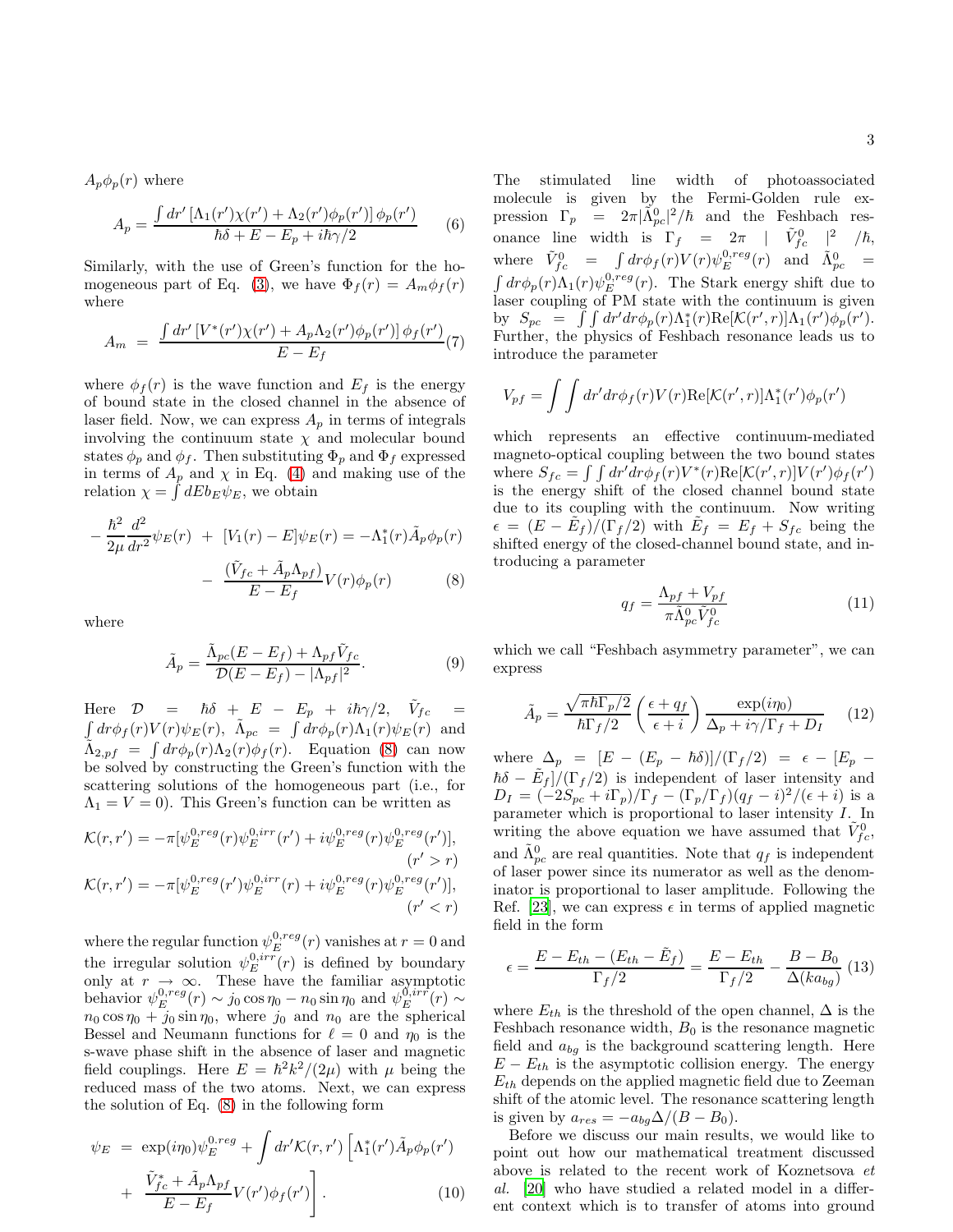$A_p\phi_p(r)$ where

$$A_p = \frac{\int dr' \left[\Lambda_1(r')\chi(r') + \Lambda_2(r')\phi_p(r')\right]\phi_p(r')}{\hbar\delta + E - E_p + i\hbar\gamma/2} \quad (6)$$

Similarly, with the use of Green's function for the homogeneous part of Eq. (3), we have $\Phi_f(r) = A_m\phi_f(r)$ where

$$A_m = \frac{\int dr' \left[V^*(r')\chi(r') + A_p\Lambda_2(r')\phi_p(r')\right]\phi_f(r')}{E - E_f} \quad (7)$$

where $\phi_f(r)$ is the wave function and $E_f$ is the energy of bound state in the closed channel in the absence of laser field. Now, we can express $A_p$ in terms of integrals involving the continuum state $\chi$ and molecular bound states $\phi_p$ and $\phi_f$. Then substituting $\Phi_p$ and $\Phi_f$ expressed in terms of $A_p$ and $\chi$ in Eq. (4) and making use of the relation $\chi = \int dE b_E \psi_E$, we obtain

$$-\frac{\hbar^2}{2\mu}\frac{d^2}{dr^2}\psi_E(r) + [V_1(r) - E]\psi_E(r) = -\Lambda_1^*(r)\tilde{A}_p\phi_p(r) - \frac{(\tilde{V}_{fc} + \tilde{A}_p\Lambda_{pf})}{E - E_f}V(r)\phi_p(r) \quad (8)$$

where

$$\tilde{A}_p = \frac{\tilde{\Lambda}_{pc}(E - E_f) + \Lambda_{pf}\tilde{V}_{fc}}{\mathcal{D}(E - E_f) - |\Lambda_{pf}|^2}. \quad (9)$$

Here $\mathcal{D} = \hbar\delta + E - E_p + i\hbar\gamma/2$, $\tilde{V}_{fc} = \int dr\phi_f(r)V(r)\psi_E(r)$, $\tilde{\Lambda}_{pc} = \int dr\phi_p(r)\Lambda_1(r)\psi_E(r)$ and $\Lambda_{2,pf} = \int dr\phi_p(r)\Lambda_2(r)\phi_f(r)$. Equation (8) can now be solved by constructing the Green's function with the scattering solutions of the homogeneous part (i.e., for $\Lambda_1 = V = 0$). This Green's function can be written as

$$\mathcal{K}(r,r') = -\pi[\psi_E^{0,reg}(r)\psi_E^{0,irr}(r') + i\psi_E^{0,reg}(r)\psi_E^{0,reg}(r')], \quad (r' > r)$$

$$\mathcal{K}(r,r') = -\pi[\psi_E^{0,reg}(r')\psi_E^{0,irr}(r) + i\psi_E^{0,reg}(r)\psi_E^{0,reg}(r')], \quad (r' < r)$$

where the regular function $\psi_E^{0,reg}(r)$ vanishes at $r = 0$ and the irregular solution $\psi_E^{0,irr}(r)$ is defined by boundary only at $r \to \infty$. These have the familiar asymptotic behavior $\psi_E^{0,reg}(r) \sim j_0\cos\eta_0 - n_0\sin\eta_0$ and $\psi_E^{0,irr}(r) \sim n_0\cos\eta_0 + j_0\sin\eta_0$, where $j_0$ and $n_0$ are the spherical Bessel and Neumann functions for $\ell = 0$ and $\eta_0$ is the s-wave phase shift in the absence of laser and magnetic field couplings. Here $E = \hbar^2k^2/(2\mu)$ with $\mu$ being the reduced mass of the two atoms. Next, we can express the solution of Eq. (8) in the following form

$$\psi_E = \exp(i\eta_0)\psi_E^{0,reg} + \int dr'\mathcal{K}(r,r')\left[\Lambda_1^*(r')\tilde{A}_p\phi_p(r') + \frac{\tilde{V}_{fc}^* + \tilde{A}_p\Lambda_{pf}}{E - E_f}V(r')\phi_f(r')\right]. \quad (10)$$

The stimulated line width of photoassociated molecule is given by the Fermi-Golden rule expression $\Gamma_p = 2\pi|\tilde{\Lambda}_{pc}^0|^2/\hbar$ and the Feshbach resonance line width is $\Gamma_f = 2\pi \mid \tilde{V}_{fc}^0 \mid^2 /\hbar$, where $\tilde{V}_{fc}^0 = \int dr\phi_f(r)V(r)\psi_E^{0,reg}(r)$ and $\tilde{\Lambda}_{pc}^0 = \int dr\phi_p(r)\Lambda_1(r)\psi_E^{0,reg}(r)$. The Stark energy shift due to laser coupling of PM state with the continuum is given by $S_{pc} = \int\int dr'dr\phi_p(r)\Lambda_1^*(r)\mathrm{Re}[\mathcal{K}(r',r)]\Lambda_1(r')\phi_p(r')$. Further, the physics of Feshbach resonance leads us to introduce the parameter

$$V_{pf} = \int\int dr'dr\phi_f(r)V(r)\mathrm{Re}[\mathcal{K}(r',r)]\Lambda_1^*(r')\phi_p(r')$$

which represents an effective continuum-mediated magneto-optical coupling between the two bound states where $S_{fc} = \int\int dr'dr\phi_f(r)V^*(r)\mathrm{Re}[\mathcal{K}(r',r)]V(r')\phi_f(r')$ is the energy shift of the closed channel bound state due to its coupling with the continuum. Now writing $\epsilon = (E - \tilde{E}_f)/(\Gamma_f/2)$ with $\tilde{E}_f = E_f + S_{fc}$ being the shifted energy of the closed-channel bound state, and introducing a parameter

$$q_f = \frac{\Lambda_{pf} + V_{pf}}{\pi\tilde{\Lambda}_{pc}^0\tilde{V}_{fc}^0} \quad (11)$$

which we call "Feshbach asymmetry parameter", we can express

$$\tilde{A}_p = \frac{\sqrt{\pi\hbar\Gamma_p/2}}{\hbar\Gamma_f/2}\left(\frac{\epsilon + q_f}{\epsilon + i}\right)\frac{\exp(i\eta_0)}{\Delta_p + i\gamma/\Gamma_f + D_I} \quad (12)$$

where $\Delta_p = [E - (E_p - \hbar\delta)]/(\Gamma_f/2) = \epsilon - [E_p - \hbar\delta - \tilde{E}_f]/(\Gamma_f/2)$ is independent of laser intensity and $D_I = (-2S_{pc} + i\Gamma_p)/\Gamma_f - (\Gamma_p/\Gamma_f)(q_f - i)^2/(\epsilon + i)$ is a parameter which is proportional to laser intensity $I$. In writing the above equation we have assumed that $\tilde{V}_{fc}^0$, and $\tilde{\Lambda}_{pc}^0$ are real quantities. Note that $q_f$ is independent of laser power since its numerator as well as the denominator is proportional to laser amplitude. Following the Ref. [23], we can express $\epsilon$ in terms of applied magnetic field in the form

$$\epsilon = \frac{E - E_{th} - (E_{th} - \tilde{E}_f)}{\Gamma_f/2} = \frac{E - E_{th}}{\Gamma_f/2} - \frac{B - B_0}{\Delta(ka_{bg})} \quad (13)$$

where $E_{th}$ is the threshold of the open channel, $\Delta$ is the Feshbach resonance width, $B_0$ is the resonance magnetic field and $a_{bg}$ is the background scattering length. Here $E - E_{th}$ is the asymptotic collision energy. The energy $E_{th}$ depends on the applied magnetic field due to Zeeman shift of the atomic level. The resonance scattering length is given by $a_{res} = -a_{bg}\Delta/(B - B_0)$.

Before we discuss our main results, we would like to point out how our mathematical treatment discussed above is related to the recent work of Koznetsova *et al.* [20] who have studied a related model in a different context which is to transfer of atoms into ground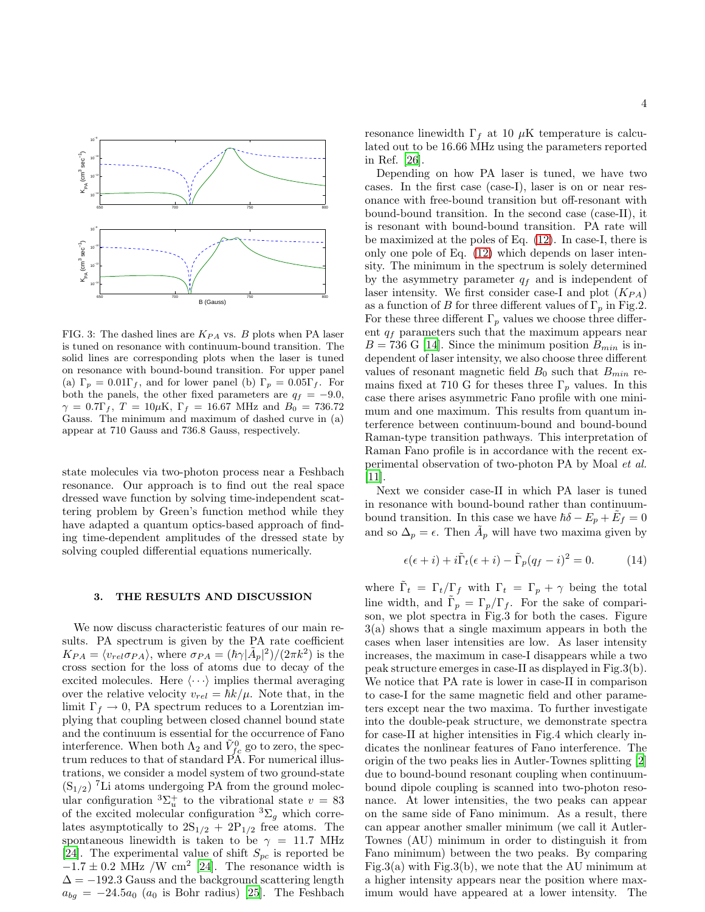FIG. 3: The dashed lines are $K_{PA}$ vs. $B$ plots when PA laser is tuned on resonance with continuum-bound transition. The solid lines are corresponding plots when the laser is tuned on resonance with bound-bound transition. For upper panel (a) $\Gamma_p = 0.01\Gamma_f$, and for lower panel (b) $\Gamma_p = 0.05\Gamma_f$. For both the panels, the other fixed parameters are $q_f = -9.0$, $\gamma = 0.7\Gamma_f$, $T = 10\mu$K, $\Gamma_f = 16.67$ MHz and $B_0 = 736.72$ Gauss. The minimum and maximum of dashed curve in (a) appear at 710 Gauss and 736.8 Gauss, respectively.

state molecules via two-photon process near a Feshbach resonance. Our approach is to find out the real space dressed wave function by solving time-independent scattering problem by Green's function method while they have adapted a quantum optics-based approach of finding time-dependent amplitudes of the dressed state by solving coupled differential equations numerically.

### 3. THE RESULTS AND DISCUSSION

We now discuss characteristic features of our main results. PA spectrum is given by the PA rate coefficient $K_{PA} = \langle v_{rel}\sigma_{PA}\rangle$, where $\sigma_{PA} = (\hbar\gamma|\tilde{A}_p|^2)/(2\pi k^2)$ is the cross section for the loss of atoms due to decay of the excited molecules. Here $\langle\cdots\rangle$ implies thermal averaging over the relative velocity $v_{rel} = \hbar k/\mu$. Note that, in the limit $\Gamma_f \to 0$, PA spectrum reduces to a Lorentzian implying that coupling between closed channel bound state and the continuum is essential for the occurrence of Fano interference. When both $\Lambda_2$ and $\tilde{V}^0_{fc}$ go to zero, the spectrum reduces to that of standard PA. For numerical illustrations, we consider a model system of two ground-state ($S_{1/2}$) $^7$Li atoms undergoing PA from the ground molecular configuration $^3\Sigma_u^+$ to the vibrational state $v = 83$ of the excited molecular configuration $^3\Sigma_g$ which correlates asymptotically to $2S_{1/2} + 2P_{1/2}$ free atoms. The spontaneous linewidth is taken to be $\gamma = 11.7$ MHz [24]. The experimental value of shift $S_{pc}$ is reported be $-1.7 \pm 0.2$ MHz /W cm$^2$ [24]. The resonance width is $\Delta = -192.3$ Gauss and the background scattering length $a_{bg} = -24.5a_0$ ($a_0$ is Bohr radius) [25]. The Feshbach resonance linewidth $\Gamma_f$ at 10 $\mu$K temperature is calculated out to be 16.66 MHz using the parameters reported in Ref. [26].

Depending on how PA laser is tuned, we have two cases. In the first case (case-I), laser is on or near resonance with free-bound transition but off-resonant with bound-bound transition. In the second case (case-II), it is resonant with bound-bound transition. PA rate will be maximized at the poles of Eq. (12). In case-I, there is only one pole of Eq. (12) which depends on laser intensity. The minimum in the spectrum is solely determined by the asymmetry parameter $q_f$ and is independent of laser intensity. We first consider case-I and plot ($K_{PA}$) as a function of $B$ for three different values of $\Gamma_p$ in Fig.2. For these three different $\Gamma_p$ values we choose three different $q_f$ parameters such that the maximum appears near $B = 736$ G [14]. Since the minimum position $B_{min}$ is independent of laser intensity, we also choose three different values of resonant magnetic field $B_0$ such that $B_{min}$ remains fixed at 710 G for theses three $\Gamma_p$ values. In this case there arises asymmetric Fano profile with one minimum and one maximum. This results from quantum interference between continuum-bound and bound-bound Raman-type transition pathways. This interpretation of Raman Fano profile is in accordance with the recent experimental observation of two-photon PA by Moal *et al.* [11].

Next we consider case-II in which PA laser is tuned in resonance with bound-bound rather than continuum-bound transition. In this case we have $\hbar\delta - E_p + \tilde{E}_f = 0$ and so $\Delta_p = \epsilon$. Then $\tilde{A}_p$ will have two maxima given by

$$\epsilon(\epsilon + i) + i\tilde{\Gamma}_t(\epsilon + i) - \tilde{\Gamma}_p(q_f - i)^2 = 0. \tag{14}$$

where $\tilde{\Gamma}_t = \Gamma_t/\Gamma_f$ with $\Gamma_t = \Gamma_p + \gamma$ being the total line width, and $\tilde{\Gamma}_p = \Gamma_p/\Gamma_f$. For the sake of comparison, we plot spectra in Fig.3 for both the cases. Figure 3(a) shows that a single maximum appears in both the cases when laser intensities are low. As laser intensity increases, the maximum in case-I disappears while a two peak structure emerges in case-II as displayed in Fig.3(b). We notice that PA rate is lower in case-II in comparison to case-I for the same magnetic field and other parameters except near the two maxima. To further investigate into the double-peak structure, we demonstrate spectra for case-II at higher intensities in Fig.4 which clearly indicates the nonlinear features of Fano interference. The origin of the two peaks lies in Autler-Townes splitting [2] due to bound-bound resonant coupling when continuum-bound dipole coupling is scanned into two-photon resonance. At lower intensities, the two peaks can appear on the same side of Fano minimum. As a result, there can appear another smaller minimum (we call it Autler-Townes (AU) minimum in order to distinguish it from Fano minimum) between the two peaks. By comparing Fig.3(a) with Fig.3(b), we note that the AU minimum at a higher intensity appears near the position where maximum would have appeared at a lower intensity. The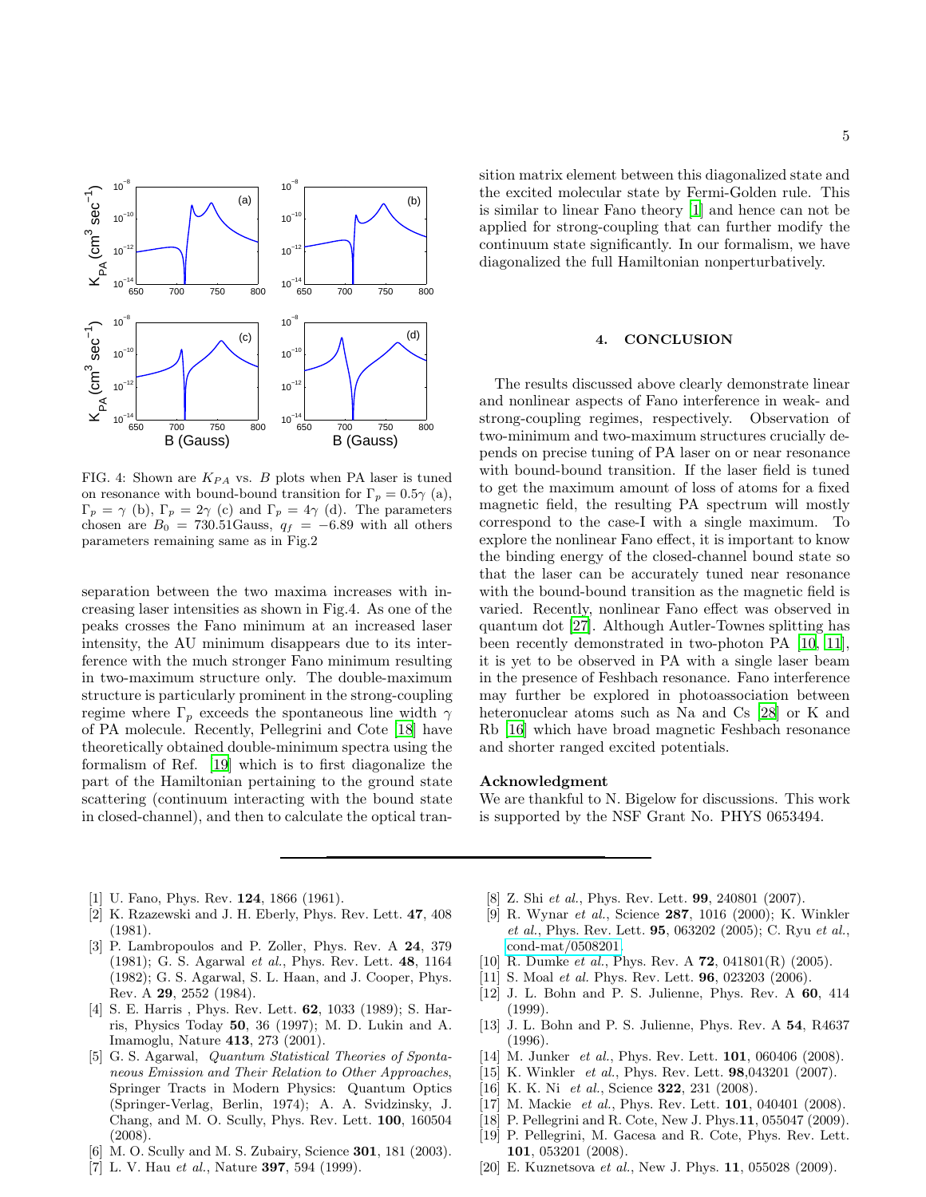FIG. 4: Shown are $K_{PA}$ vs. $B$ plots when PA laser is tuned on resonance with bound-bound transition for $\Gamma_p = 0.5\gamma$ (a), $\Gamma_p = \gamma$ (b), $\Gamma_p = 2\gamma$ (c) and $\Gamma_p = 4\gamma$ (d). The parameters chosen are $B_0 = 730.51$Gauss, $q_f = -6.89$ with all others parameters remaining same as in Fig.2

separation between the two maxima increases with increasing laser intensities as shown in Fig.4. As one of the peaks crosses the Fano minimum at an increased laser intensity, the AU minimum disappears due to its interference with the much stronger Fano minimum resulting in two-maximum structure only. The double-maximum structure is particularly prominent in the strong-coupling regime where $\Gamma_p$ exceeds the spontaneous line width $\gamma$ of PA molecule. Recently, Pellegrini and Cote [18] have theoretically obtained double-minimum spectra using the formalism of Ref. [19] which is to first diagonalize the part of the Hamiltonian pertaining to the ground state scattering (continuum interacting with the bound state in closed-channel), and then to calculate the optical transition matrix element between this diagonalized state and the excited molecular state by Fermi-Golden rule. This is similar to linear Fano theory [1] and hence can not be applied for strong-coupling that can further modify the continuum state significantly. In our formalism, we have diagonalized the full Hamiltonian nonperturbatively.

## 4. CONCLUSION

The results discussed above clearly demonstrate linear and nonlinear aspects of Fano interference in weak- and strong-coupling regimes, respectively. Observation of two-minimum and two-maximum structures crucially depends on precise tuning of PA laser on or near resonance with bound-bound transition. If the laser field is tuned to get the maximum amount of loss of atoms for a fixed magnetic field, the resulting PA spectrum will mostly correspond to the case-I with a single maximum. To explore the nonlinear Fano effect, it is important to know the binding energy of the closed-channel bound state so that the laser can be accurately tuned near resonance with the bound-bound transition as the magnetic field is varied. Recently, nonlinear Fano effect was observed in quantum dot [27]. Although Autler-Townes splitting has been recently demonstrated in two-photon PA [10, 11], it is yet to be observed in PA with a single laser beam in the presence of Feshbach resonance. Fano interference may further be explored in photoassociation between heteronuclear atoms such as Na and Cs [28] or K and Rb [16] which have broad magnetic Feshbach resonance and shorter ranged excited potentials.

### Acknowledgment

We are thankful to N. Bigelow for discussions. This work is supported by the NSF Grant No. PHYS 0653494.

---

[1] U. Fano, Phys. Rev. **124**, 1866 (1961).

[2] K. Rzazewski and J. H. Eberly, Phys. Rev. Lett. **47**, 408 (1981).

[3] P. Lambropoulos and P. Zoller, Phys. Rev. A **24**, 379 (1981); G. S. Agarwal *et al.*, Phys. Rev. Lett. **48**, 1164 (1982); G. S. Agarwal, S. L. Haan, and J. Cooper, Phys. Rev. A **29**, 2552 (1984).

[4] S. E. Harris , Phys. Rev. Lett. **62**, 1033 (1989); S. Harris, Physics Today **50**, 36 (1997); M. D. Lukin and A. Imamoglu, Nature **413**, 273 (2001).

[5] G. S. Agarwal, *Quantum Statistical Theories of Spontaneous Emission and Their Relation to Other Approaches*, Springer Tracts in Modern Physics: Quantum Optics (Springer-Verlag, Berlin, 1974); A. A. Svidzinsky, J. Chang, and M. O. Scully, Phys. Rev. Lett. **100**, 160504 (2008).

[6] M. O. Scully and M. S. Zubairy, Science **301**, 181 (2003).

[7] L. V. Hau *et al.*, Nature **397**, 594 (1999).

[8] Z. Shi *et al.*, Phys. Rev. Lett. **99**, 240801 (2007).

[9] R. Wynar *et al.*, Science **287**, 1016 (2000); K. Winkler *et al.*, Phys. Rev. Lett. **95**, 063202 (2005); C. Ryu *et al.*, cond-mat/0508201.

[10] R. Dumke *et al.*, Phys. Rev. A **72**, 041801(R) (2005).

[11] S. Moal *et al.* Phys. Rev. Lett. **96**, 023203 (2006).

[12] J. L. Bohn and P. S. Julienne, Phys. Rev. A **60**, 414 (1999).

[13] J. L. Bohn and P. S. Julienne, Phys. Rev. A **54**, R4637 (1996).

[14] M. Junker *et al.*, Phys. Rev. Lett. **101**, 060406 (2008).

[15] K. Winkler *et al.*, Phys. Rev. Lett. **98**,043201 (2007).

[16] K. K. Ni *et al.*, Science **322**, 231 (2008).

[17] M. Mackie *et al.*, Phys. Rev. Lett. **101**, 040401 (2008).

[18] P. Pellegrini and R. Cote, New J. Phys.**11**, 055047 (2009).

[19] P. Pellegrini, M. Gacesa and R. Cote, Phys. Rev. Lett. **101**, 053201 (2008).

[20] E. Kuznetsova *et al.*, New J. Phys. **11**, 055028 (2009).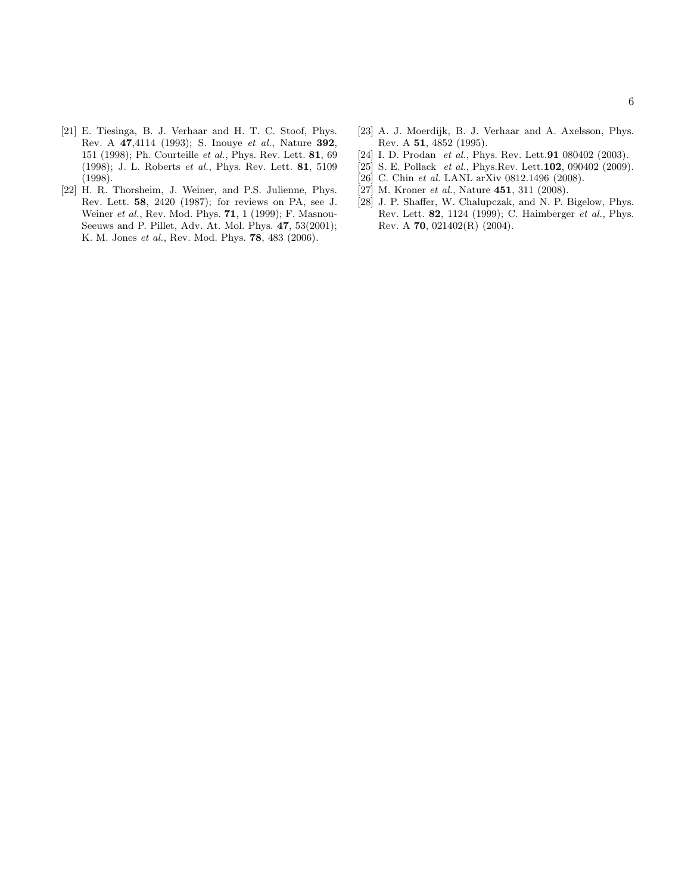[21] E. Tiesinga, B. J. Verhaar and H. T. C. Stoof, Phys. Rev. A **47**,4114 (1993); S. Inouye *et al.*, Nature **392**, 151 (1998); Ph. Courteille *et al.*, Phys. Rev. Lett. **81**, 69 (1998); J. L. Roberts *et al.*, Phys. Rev. Lett. **81**, 5109 (1998).

[22] H. R. Thorsheim, J. Weiner, and P.S. Julienne, Phys. Rev. Lett. **58**, 2420 (1987); for reviews on PA, see J. Weiner *et al.*, Rev. Mod. Phys. **71**, 1 (1999); F. Masnou-Seeuws and P. Pillet, Adv. At. Mol. Phys. **47**, 53(2001); K. M. Jones *et al.*, Rev. Mod. Phys. **78**, 483 (2006).

[23] A. J. Moerdijk, B. J. Verhaar and A. Axelsson, Phys. Rev. A **51**, 4852 (1995).

[24] I. D. Prodan *et al.*, Phys. Rev. Lett.**91** 080402 (2003).

[25] S. E. Pollack *et al.*, Phys.Rev. Lett.**102**, 090402 (2009).

[26] C. Chin *et al.* LANL arXiv 0812.1496 (2008).

[27] M. Kroner *et al.*, Nature **451**, 311 (2008).

[28] J. P. Shaffer, W. Chalupczak, and N. P. Bigelow, Phys. Rev. Lett. **82**, 1124 (1999); C. Haimberger *et al.*, Phys. Rev. A **70**, 021402(R) (2004).